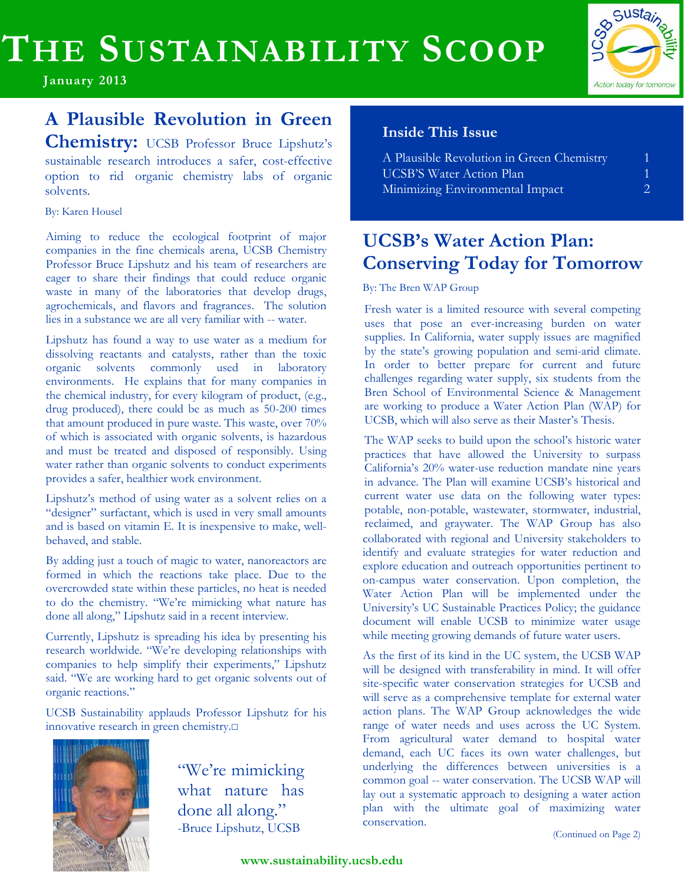# The Sustainability Scoop

**January 2013**

## A Plausible Revolution in Green Chemistry:

UCSB Professor Bruce Lipshutz's sustainable research introduces a safer, cost-effective option to rid organic chemistry labs of organic solvents.

By: Karen Housel

Aiming to reduce the ecological footprint of major companies in the fine chemicals arena, UCSB Chemistry Professor Bruce Lipshutz and his team of researchers are eager to share their findings that could reduce organic waste in many of the laboratories that develop drugs, agrochemicals, and flavors and fragrances. The solution lies in a substance we are all very familiar with -- water.

Lipshutz has found a way to use water as a medium for dissolving reactants and catalysts, rather than the toxic organic solvents commonly used in laboratory environments. He explains that for many companies in the chemical industry, for every kilogram of product, (e.g., drug produced), there could be as much as 50-200 times that amount produced in pure waste. This waste, over 70% of which is associated with organic solvents, is hazardous and must be treated and disposed of responsibly. Using water rather than organic solvents to conduct experiments provides a safer, healthier work environment.

Lipshutz's method of using water as a solvent relies on a "designer" surfactant, which is used in very small amounts and is based on vitamin E. It is inexpensive to make, well-behaved, and stable.

By adding just a touch of magic to water, nanoreactors are formed in which the reactions take place. Due to the overcrowded state within these particles, no heat is needed to do the chemistry. "We're mimicking what nature has done all along," Lipshutz said in a recent interview.

Currently, Lipshutz is spreading his idea by presenting his research worldwide. "We're developing relationships with companies to help simplify their experiments," Lipshutz said. "We are working hard to get organic solvents out of organic reactions."

UCSB Sustainability applauds Professor Lipshutz for his innovative research in green chemistry.□

> "We're mimicking what nature has done all along."
> -Bruce Lipshutz, UCSB

### Inside This Issue

| | |
|---|---|
| A Plausible Revolution in Green Chemistry | 1 |
| UCSB'S Water Action Plan | 1 |
| Minimizing Environmental Impact | 2 |

## UCSB's Water Action Plan: Conserving Today for Tomorrow

By: The Bren WAP Group

Fresh water is a limited resource with several competing uses that pose an ever-increasing burden on water supplies. In California, water supply issues are magnified by the state's growing population and semi-arid climate. In order to better prepare for current and future challenges regarding water supply, six students from the Bren School of Environmental Science & Management are working to produce a Water Action Plan (WAP) for UCSB, which will also serve as their Master's Thesis.

The WAP seeks to build upon the school's historic water practices that have allowed the University to surpass California's 20% water-use reduction mandate nine years in advance. The Plan will examine UCSB's historical and current water use data on the following water types: potable, non-potable, wastewater, stormwater, industrial, reclaimed, and graywater. The WAP Group has also collaborated with regional and University stakeholders to identify and evaluate strategies for water reduction and explore education and outreach opportunities pertinent to on-campus water conservation. Upon completion, the Water Action Plan will be implemented under the University's UC Sustainable Practices Policy; the guidance document will enable UCSB to minimize water usage while meeting growing demands of future water users.

As the first of its kind in the UC system, the UCSB WAP will be designed with transferability in mind. It will offer site-specific water conservation strategies for UCSB and will serve as a comprehensive template for external water action plans. The WAP Group acknowledges the wide range of water needs and uses across the UC System. From agricultural water demand to hospital water demand, each UC faces its own water challenges, but underlying the differences between universities is a common goal -- water conservation. The UCSB WAP will lay out a systematic approach to designing a water action plan with the ultimate goal of maximizing water conservation.

(Continued on Page 2)

www.sustainability.ucsb.edu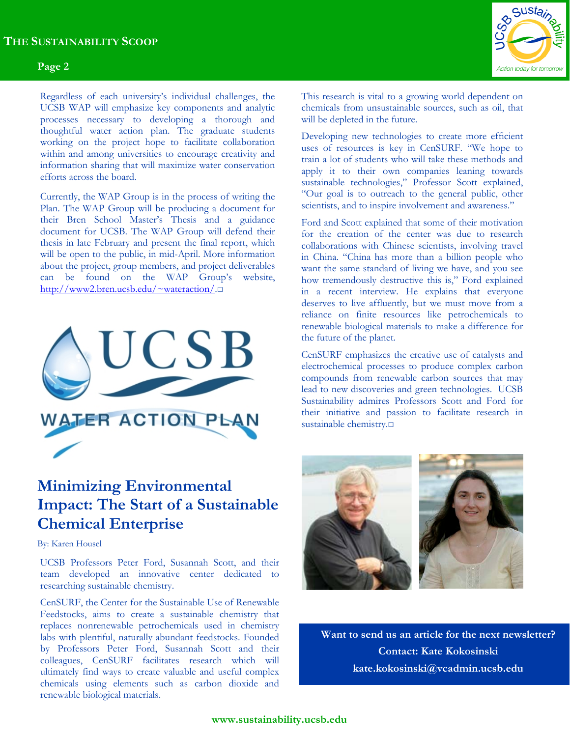Regardless of each university's individual challenges, the UCSB WAP will emphasize key components and analytic processes necessary to developing a thorough and thoughtful water action plan. The graduate students working on the project hope to facilitate collaboration within and among universities to encourage creativity and information sharing that will maximize water conservation efforts across the board.

Currently, the WAP Group is in the process of writing the Plan. The WAP Group will be producing a document for their Bren School Master's Thesis and a guidance document for UCSB. The WAP Group will defend their thesis in late February and present the final report, which will be open to the public, in mid-April. More information about the project, group members, and project deliverables can be found on the WAP Group's website, http://www2.bren.ucsb.edu/~wateraction/.□

## Minimizing Environmental Impact: The Start of a Sustainable Chemical Enterprise

By: Karen Housel

UCSB Professors Peter Ford, Susannah Scott, and their team developed an innovative center dedicated to researching sustainable chemistry.

CenSURF, the Center for the Sustainable Use of Renewable Feedstocks, aims to create a sustainable chemistry that replaces nonrenewable petrochemicals used in chemistry labs with plentiful, naturally abundant feedstocks. Founded by Professors Peter Ford, Susannah Scott and their colleagues, CenSURF facilitates research which will ultimately find ways to create valuable and useful complex chemicals using elements such as carbon dioxide and renewable biological materials.

This research is vital to a growing world dependent on chemicals from unsustainable sources, such as oil, that will be depleted in the future.

Developing new technologies to create more efficient uses of resources is key in CenSURF. "We hope to train a lot of students who will take these methods and apply it to their own companies leaning towards sustainable technologies," Professor Scott explained, "Our goal is to outreach to the general public, other scientists, and to inspire involvement and awareness."

Ford and Scott explained that some of their motivation for the creation of the center was due to research collaborations with Chinese scientists, involving travel in China. "China has more than a billion people who want the same standard of living we have, and you see how tremendously destructive this is," Ford explained in a recent interview. He explains that everyone deserves to live affluently, but we must move from a reliance on finite resources like petrochemicals to renewable biological materials to make a difference for the future of the planet.

CenSURF emphasizes the creative use of catalysts and electrochemical processes to produce complex carbon compounds from renewable carbon sources that may lead to new discoveries and green technologies. UCSB Sustainability admires Professors Scott and Ford for their initiative and passion to facilitate research in sustainable chemistry.□

**Want to send us an article for the next newsletter?**
**Contact: Kate Kokosinski**
**kate.kokosinski@vcadmin.ucsb.edu**

www.sustainability.ucsb.edu